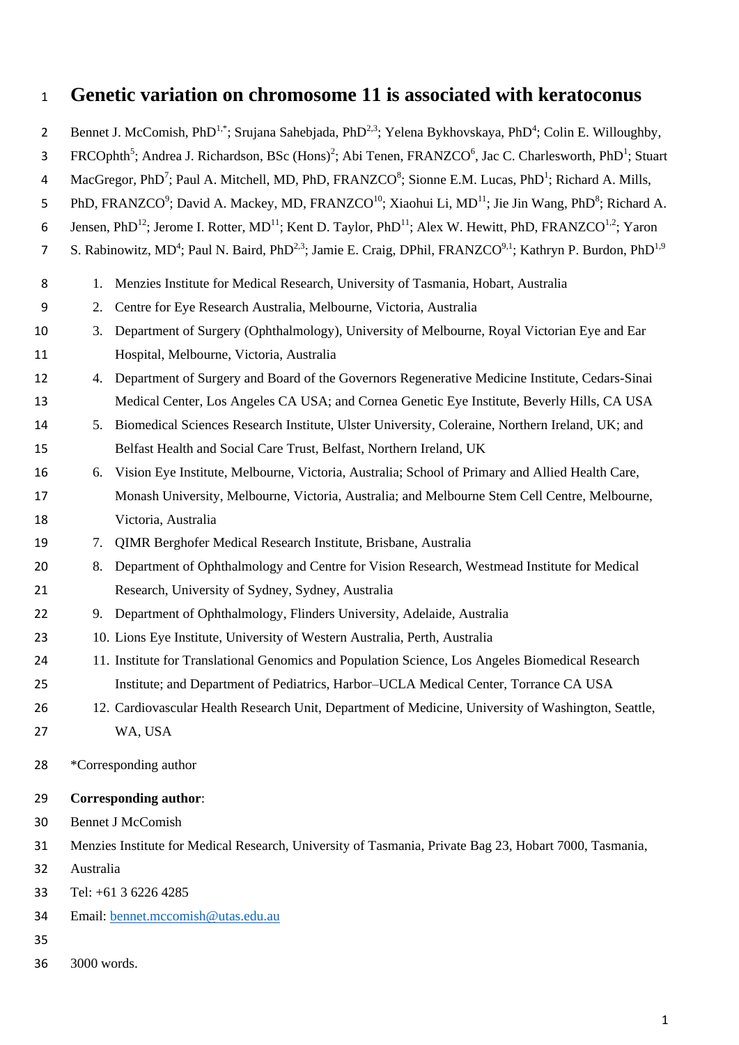# Genetic variation on chromosome 11 is associated with keratoconus

Bennet J. McComish, PhD[1,*]; Srujana Sahebjada, PhD[2,3]; Yelena Bykhovskaya, PhD[4]; Colin E. Willoughby, FRCOphth[5]; Andrea J. Richardson, BSc (Hons)[2]; Abi Tenen, FRANZCO[6], Jac C. Charlesworth, PhD[1]; Stuart MacGregor, PhD[7]; Paul A. Mitchell, MD, PhD, FRANZCO[8]; Sionne E.M. Lucas, PhD[1]; Richard A. Mills, PhD, FRANZCO[9]; David A. Mackey, MD, FRANZCO[10]; Xiaohui Li, MD[11]; Jie Jin Wang, PhD[8]; Richard A. Jensen, PhD[12]; Jerome I. Rotter, MD[11]; Kent D. Taylor, PhD[11]; Alex W. Hewitt, PhD, FRANZCO[1,2]; Yaron S. Rabinowitz, MD[4]; Paul N. Baird, PhD[2,3]; Jamie E. Craig, DPhil, FRANZCO[9,1]; Kathryn P. Burdon, PhD[1,9]

1. Menzies Institute for Medical Research, University of Tasmania, Hobart, Australia
2. Centre for Eye Research Australia, Melbourne, Victoria, Australia
3. Department of Surgery (Ophthalmology), University of Melbourne, Royal Victorian Eye and Ear Hospital, Melbourne, Victoria, Australia
4. Department of Surgery and Board of the Governors Regenerative Medicine Institute, Cedars-Sinai Medical Center, Los Angeles CA USA; and Cornea Genetic Eye Institute, Beverly Hills, CA USA
5. Biomedical Sciences Research Institute, Ulster University, Coleraine, Northern Ireland, UK; and Belfast Health and Social Care Trust, Belfast, Northern Ireland, UK
6. Vision Eye Institute, Melbourne, Victoria, Australia; School of Primary and Allied Health Care, Monash University, Melbourne, Victoria, Australia; and Melbourne Stem Cell Centre, Melbourne, Victoria, Australia
7. QIMR Berghofer Medical Research Institute, Brisbane, Australia
8. Department of Ophthalmology and Centre for Vision Research, Westmead Institute for Medical Research, University of Sydney, Sydney, Australia
9. Department of Ophthalmology, Flinders University, Adelaide, Australia
10. Lions Eye Institute, University of Western Australia, Perth, Australia
11. Institute for Translational Genomics and Population Science, Los Angeles Biomedical Research Institute; and Department of Pediatrics, Harbor–UCLA Medical Center, Torrance CA USA
12. Cardiovascular Health Research Unit, Department of Medicine, University of Washington, Seattle, WA, USA

*Corresponding author

**Corresponding author**:

Bennet J McComish

Menzies Institute for Medical Research, University of Tasmania, Private Bag 23, Hobart 7000, Tasmania, Australia

Tel: +61 3 6226 4285

Email: bennet.mccomish@utas.edu.au

3000 words.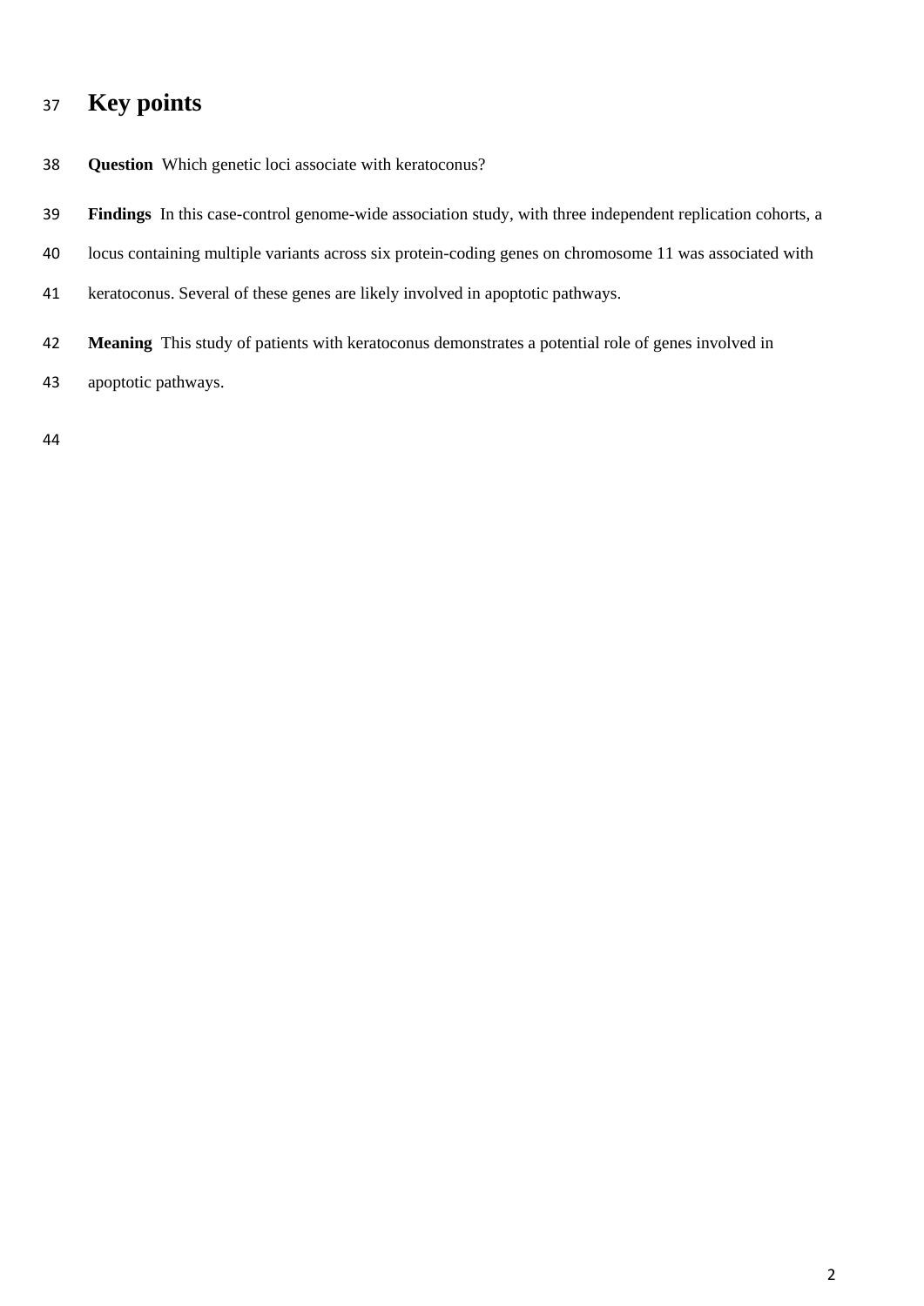# Key points

**Question** Which genetic loci associate with keratoconus?

**Findings** In this case-control genome-wide association study, with three independent replication cohorts, a locus containing multiple variants across six protein-coding genes on chromosome 11 was associated with keratoconus. Several of these genes are likely involved in apoptotic pathways.

**Meaning** This study of patients with keratoconus demonstrates a potential role of genes involved in apoptotic pathways.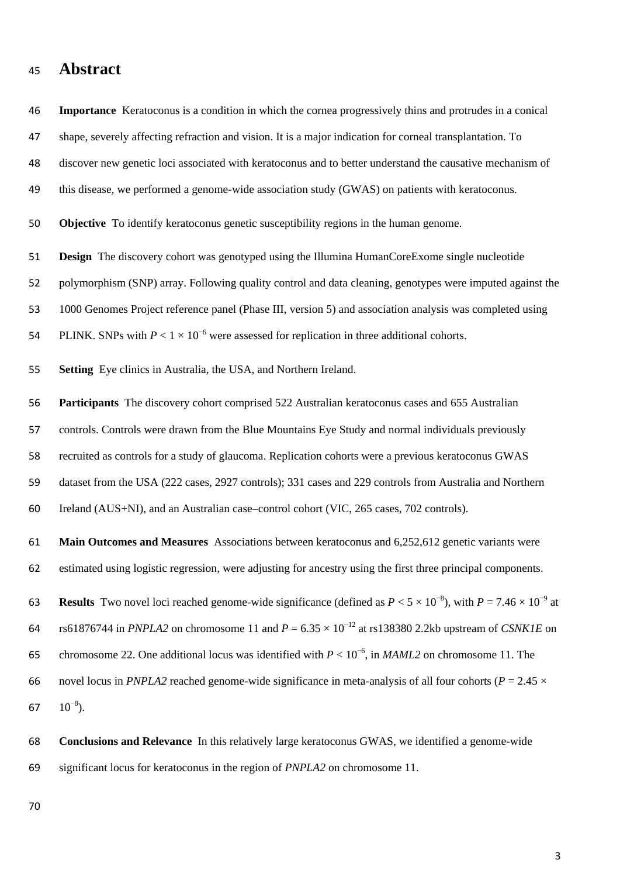# Abstract

**Importance** Keratoconus is a condition in which the cornea progressively thins and protrudes in a conical shape, severely affecting refraction and vision. It is a major indication for corneal transplantation. To discover new genetic loci associated with keratoconus and to better understand the causative mechanism of this disease, we performed a genome-wide association study (GWAS) on patients with keratoconus.

**Objective** To identify keratoconus genetic susceptibility regions in the human genome.

**Design** The discovery cohort was genotyped using the Illumina HumanCoreExome single nucleotide polymorphism (SNP) array. Following quality control and data cleaning, genotypes were imputed against the 1000 Genomes Project reference panel (Phase III, version 5) and association analysis was completed using PLINK. SNPs with $P < 1 \times 10^{-6}$ were assessed for replication in three additional cohorts.

**Setting** Eye clinics in Australia, the USA, and Northern Ireland.

**Participants** The discovery cohort comprised 522 Australian keratoconus cases and 655 Australian controls. Controls were drawn from the Blue Mountains Eye Study and normal individuals previously recruited as controls for a study of glaucoma. Replication cohorts were a previous keratoconus GWAS dataset from the USA (222 cases, 2927 controls); 331 cases and 229 controls from Australia and Northern Ireland (AUS+NI), and an Australian case–control cohort (VIC, 265 cases, 702 controls).

**Main Outcomes and Measures** Associations between keratoconus and 6,252,612 genetic variants were estimated using logistic regression, were adjusting for ancestry using the first three principal components.

**Results** Two novel loci reached genome-wide significance (defined as $P < 5 \times 10^{-8}$), with $P = 7.46 \times 10^{-9}$ at rs61876744 in *PNPLA2* on chromosome 11 and $P = 6.35 \times 10^{-12}$ at rs138380 2.2kb upstream of *CSNK1E* on chromosome 22. One additional locus was identified with $P < 10^{-6}$, in *MAML2* on chromosome 11. The novel locus in *PNPLA2* reached genome-wide significance in meta-analysis of all four cohorts ($P = 2.45 \times 10^{-8}$).

**Conclusions and Relevance** In this relatively large keratoconus GWAS, we identified a genome-wide significant locus for keratoconus in the region of *PNPLA2* on chromosome 11.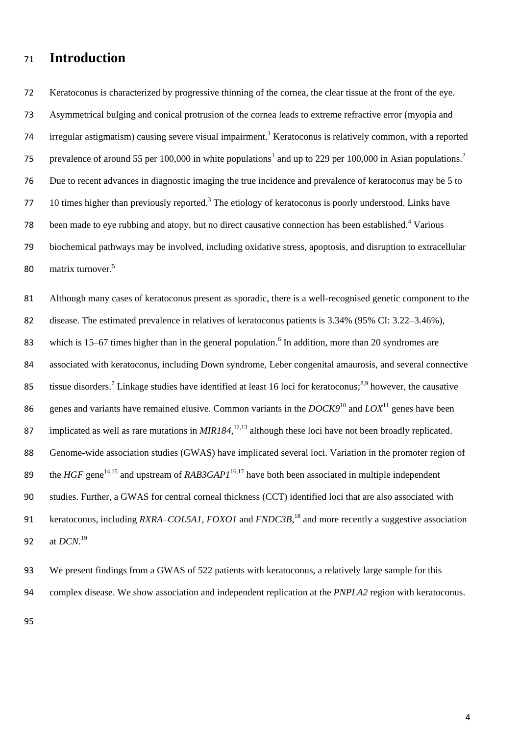# Introduction

Keratoconus is characterized by progressive thinning of the cornea, the clear tissue at the front of the eye. Asymmetrical bulging and conical protrusion of the cornea leads to extreme refractive error (myopia and irregular astigmatism) causing severe visual impairment.[1] Keratoconus is relatively common, with a reported prevalence of around 55 per 100,000 in white populations[1] and up to 229 per 100,000 in Asian populations.[2] Due to recent advances in diagnostic imaging the true incidence and prevalence of keratoconus may be 5 to 10 times higher than previously reported.[3] The etiology of keratoconus is poorly understood. Links have been made to eye rubbing and atopy, but no direct causative connection has been established.[4] Various biochemical pathways may be involved, including oxidative stress, apoptosis, and disruption to extracellular matrix turnover.[5]

Although many cases of keratoconus present as sporadic, there is a well-recognised genetic component to the disease. The estimated prevalence in relatives of keratoconus patients is 3.34% (95% CI: 3.22–3.46%), which is 15–67 times higher than in the general population.[6] In addition, more than 20 syndromes are associated with keratoconus, including Down syndrome, Leber congenital amaurosis, and several connective tissue disorders.[7] Linkage studies have identified at least 16 loci for keratoconus;[8,9] however, the causative genes and variants have remained elusive. Common variants in the *DOCK9*[10] and *LOX*[11] genes have been implicated as well as rare mutations in *MIR184*,[12,13] although these loci have not been broadly replicated. Genome-wide association studies (GWAS) have implicated several loci. Variation in the promoter region of the *HGF* gene[14,15] and upstream of *RAB3GAP1*[16,17] have both been associated in multiple independent studies. Further, a GWAS for central corneal thickness (CCT) identified loci that are also associated with keratoconus, including *RXRA–COL5A1*, *FOXO1* and *FNDC3B*,[18] and more recently a suggestive association at *DCN*.[19]

We present findings from a GWAS of 522 patients with keratoconus, a relatively large sample for this complex disease. We show association and independent replication at the *PNPLA2* region with keratoconus.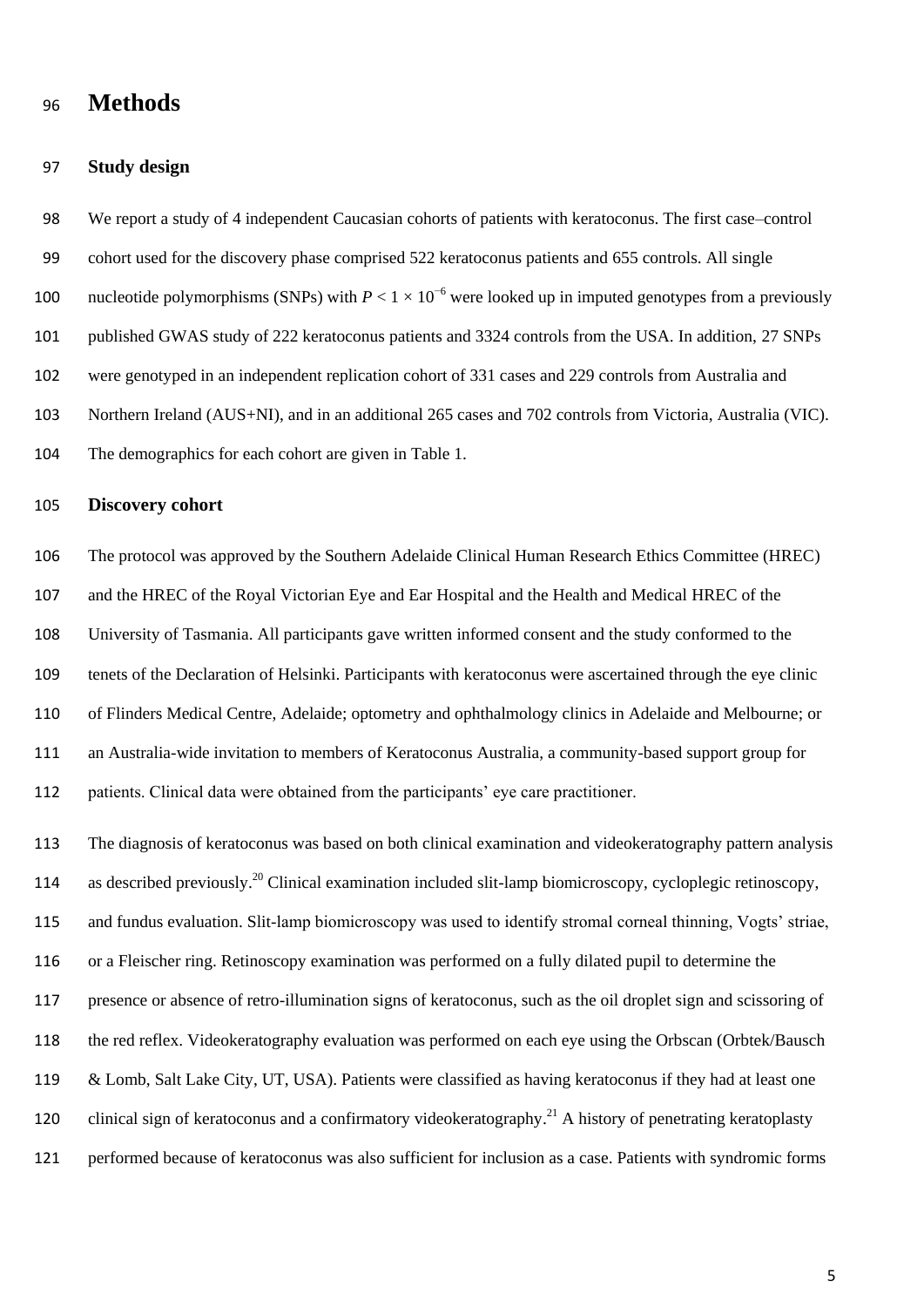# Methods

## Study design

We report a study of 4 independent Caucasian cohorts of patients with keratoconus. The first case–control cohort used for the discovery phase comprised 522 keratoconus patients and 655 controls. All single nucleotide polymorphisms (SNPs) with $P < 1 \times 10^{-6}$ were looked up in imputed genotypes from a previously published GWAS study of 222 keratoconus patients and 3324 controls from the USA. In addition, 27 SNPs were genotyped in an independent replication cohort of 331 cases and 229 controls from Australia and Northern Ireland (AUS+NI), and in an additional 265 cases and 702 controls from Victoria, Australia (VIC). The demographics for each cohort are given in Table 1.

## Discovery cohort

The protocol was approved by the Southern Adelaide Clinical Human Research Ethics Committee (HREC) and the HREC of the Royal Victorian Eye and Ear Hospital and the Health and Medical HREC of the University of Tasmania. All participants gave written informed consent and the study conformed to the tenets of the Declaration of Helsinki. Participants with keratoconus were ascertained through the eye clinic of Flinders Medical Centre, Adelaide; optometry and ophthalmology clinics in Adelaide and Melbourne; or an Australia-wide invitation to members of Keratoconus Australia, a community-based support group for patients. Clinical data were obtained from the participants' eye care practitioner.

The diagnosis of keratoconus was based on both clinical examination and videokeratography pattern analysis as described previously.[20] Clinical examination included slit-lamp biomicroscopy, cycloplegic retinoscopy, and fundus evaluation. Slit-lamp biomicroscopy was used to identify stromal corneal thinning, Vogts' striae, or a Fleischer ring. Retinoscopy examination was performed on a fully dilated pupil to determine the presence or absence of retro-illumination signs of keratoconus, such as the oil droplet sign and scissoring of the red reflex. Videokeratography evaluation was performed on each eye using the Orbscan (Orbtek/Bausch & Lomb, Salt Lake City, UT, USA). Patients were classified as having keratoconus if they had at least one clinical sign of keratoconus and a confirmatory videokeratography.[21] A history of penetrating keratoplasty performed because of keratoconus was also sufficient for inclusion as a case. Patients with syndromic forms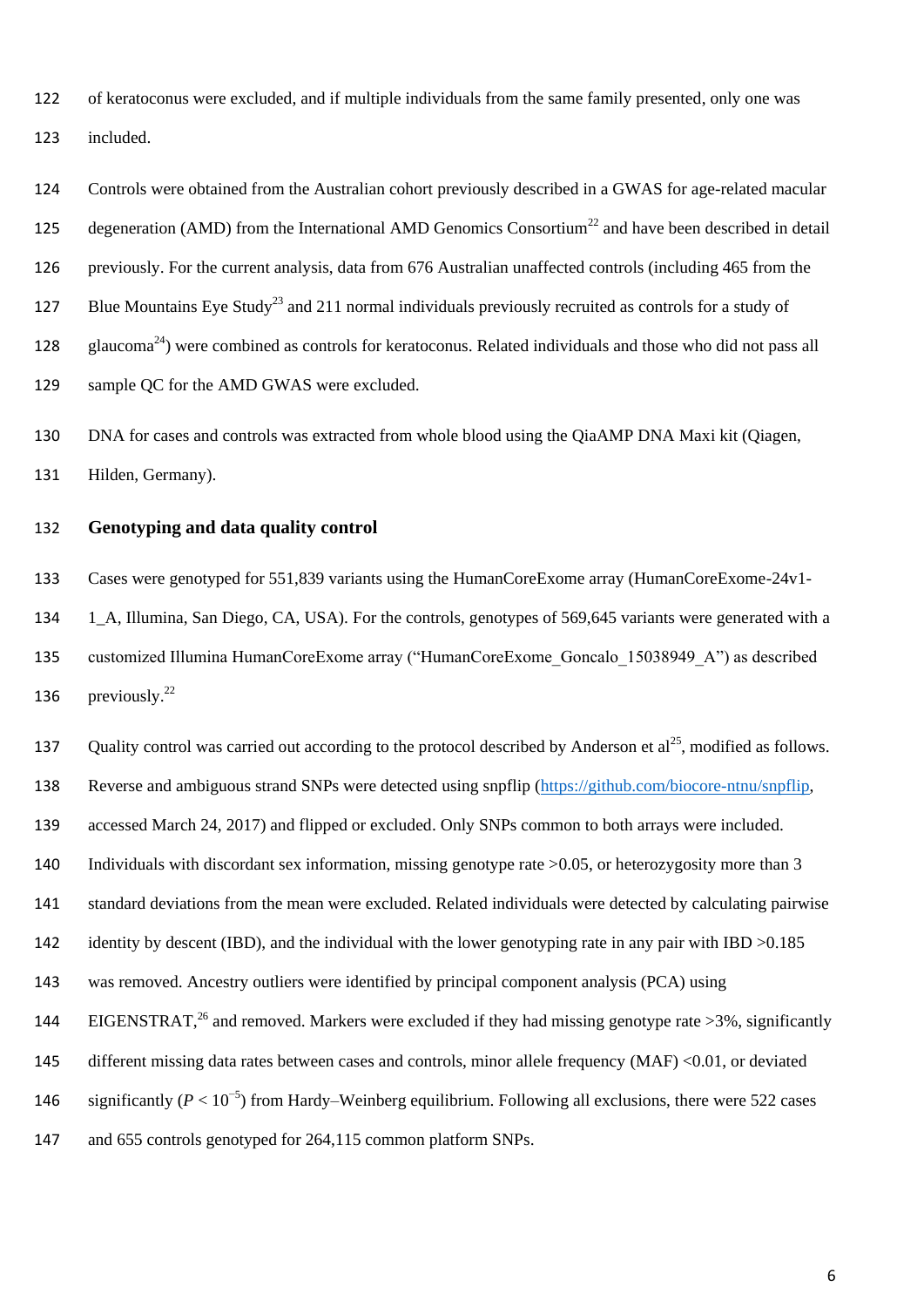of keratoconus were excluded, and if multiple individuals from the same family presented, only one was included.

Controls were obtained from the Australian cohort previously described in a GWAS for age-related macular degeneration (AMD) from the International AMD Genomics Consortium[22] and have been described in detail previously. For the current analysis, data from 676 Australian unaffected controls (including 465 from the Blue Mountains Eye Study[23] and 211 normal individuals previously recruited as controls for a study of glaucoma[24]) were combined as controls for keratoconus. Related individuals and those who did not pass all sample QC for the AMD GWAS were excluded.

DNA for cases and controls was extracted from whole blood using the QiaAMP DNA Maxi kit (Qiagen, Hilden, Germany).

## Genotyping and data quality control

Cases were genotyped for 551,839 variants using the HumanCoreExome array (HumanCoreExome-24v1-1_A, Illumina, San Diego, CA, USA). For the controls, genotypes of 569,645 variants were generated with a customized Illumina HumanCoreExome array ("HumanCoreExome_Goncalo_15038949_A") as described previously.[22]

Quality control was carried out according to the protocol described by Anderson et al[25], modified as follows. Reverse and ambiguous strand SNPs were detected using snpflip (https://github.com/biocore-ntnu/snpflip, accessed March 24, 2017) and flipped or excluded. Only SNPs common to both arrays were included. Individuals with discordant sex information, missing genotype rate >0.05, or heterozygosity more than 3 standard deviations from the mean were excluded. Related individuals were detected by calculating pairwise identity by descent (IBD), and the individual with the lower genotyping rate in any pair with IBD >0.185 was removed. Ancestry outliers were identified by principal component analysis (PCA) using EIGENSTRAT,[26] and removed. Markers were excluded if they had missing genotype rate >3%, significantly different missing data rates between cases and controls, minor allele frequency (MAF) <0.01, or deviated significantly ($P < 10^{-5}$) from Hardy–Weinberg equilibrium. Following all exclusions, there were 522 cases and 655 controls genotyped for 264,115 common platform SNPs.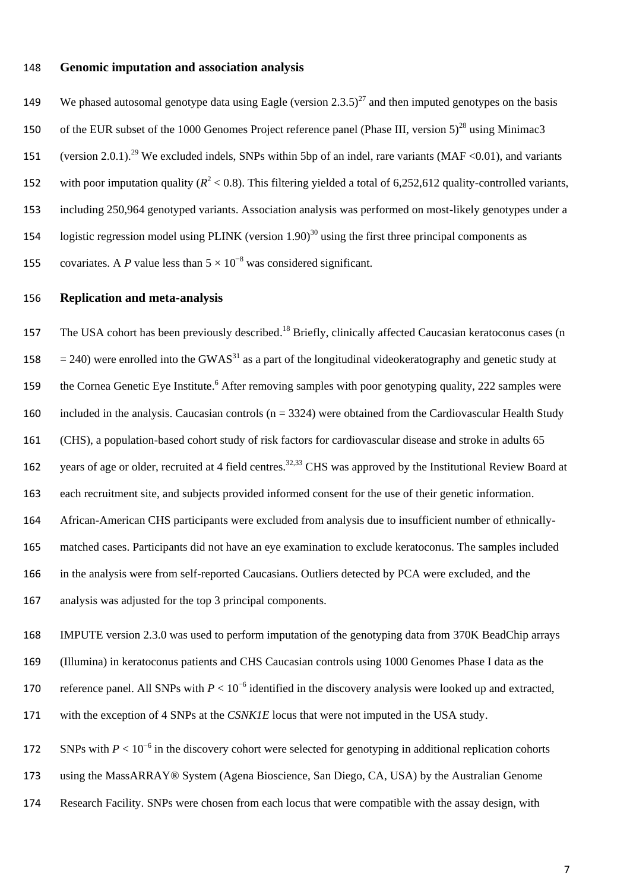## Genomic imputation and association analysis

We phased autosomal genotype data using Eagle (version 2.3.5)[27] and then imputed genotypes on the basis of the EUR subset of the 1000 Genomes Project reference panel (Phase III, version 5)[28] using Minimac3 (version 2.0.1).[29] We excluded indels, SNPs within 5bp of an indel, rare variants (MAF <0.01), and variants with poor imputation quality ($R^2 < 0.8$). This filtering yielded a total of 6,252,612 quality-controlled variants, including 250,964 genotyped variants. Association analysis was performed on most-likely genotypes under a logistic regression model using PLINK (version 1.90)[30] using the first three principal components as covariates. A $P$ value less than $5 \times 10^{-8}$ was considered significant.

## Replication and meta-analysis

The USA cohort has been previously described.[18] Briefly, clinically affected Caucasian keratoconus cases (n = 240) were enrolled into the GWAS[31] as a part of the longitudinal videokeratography and genetic study at the Cornea Genetic Eye Institute.[6] After removing samples with poor genotyping quality, 222 samples were included in the analysis. Caucasian controls (n = 3324) were obtained from the Cardiovascular Health Study (CHS), a population-based cohort study of risk factors for cardiovascular disease and stroke in adults 65 years of age or older, recruited at 4 field centres.[32,33] CHS was approved by the Institutional Review Board at each recruitment site, and subjects provided informed consent for the use of their genetic information. African-American CHS participants were excluded from analysis due to insufficient number of ethnically-matched cases. Participants did not have an eye examination to exclude keratoconus. The samples included in the analysis were from self-reported Caucasians. Outliers detected by PCA were excluded, and the analysis was adjusted for the top 3 principal components.

IMPUTE version 2.3.0 was used to perform imputation of the genotyping data from 370K BeadChip arrays (Illumina) in keratoconus patients and CHS Caucasian controls using 1000 Genomes Phase I data as the reference panel. All SNPs with $P < 10^{-6}$ identified in the discovery analysis were looked up and extracted, with the exception of 4 SNPs at the *CSNK1E* locus that were not imputed in the USA study.

SNPs with $P < 10^{-6}$ in the discovery cohort were selected for genotyping in additional replication cohorts using the MassARRAY® System (Agena Bioscience, San Diego, CA, USA) by the Australian Genome Research Facility. SNPs were chosen from each locus that were compatible with the assay design, with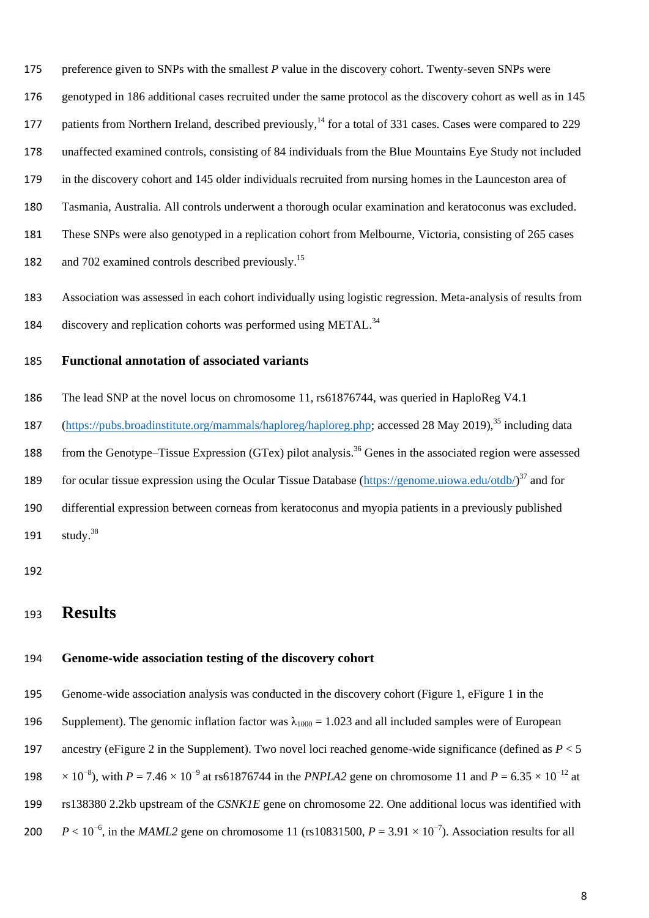preference given to SNPs with the smallest *P* value in the discovery cohort. Twenty-seven SNPs were genotyped in 186 additional cases recruited under the same protocol as the discovery cohort as well as in 145 patients from Northern Ireland, described previously,[14] for a total of 331 cases. Cases were compared to 229 unaffected examined controls, consisting of 84 individuals from the Blue Mountains Eye Study not included in the discovery cohort and 145 older individuals recruited from nursing homes in the Launceston area of Tasmania, Australia. All controls underwent a thorough ocular examination and keratoconus was excluded. These SNPs were also genotyped in a replication cohort from Melbourne, Victoria, consisting of 265 cases and 702 examined controls described previously.[15]

Association was assessed in each cohort individually using logistic regression. Meta-analysis of results from discovery and replication cohorts was performed using METAL.[34]

### Functional annotation of associated variants

The lead SNP at the novel locus on chromosome 11, rs61876744, was queried in HaploReg V4.1 (https://pubs.broadinstitute.org/mammals/haploreg/haploreg.php; accessed 28 May 2019),[35] including data from the Genotype–Tissue Expression (GTex) pilot analysis.[36] Genes in the associated region were assessed for ocular tissue expression using the Ocular Tissue Database (https://genome.uiowa.edu/otdb/)[37] and for differential expression between corneas from keratoconus and myopia patients in a previously published study.[38]

## Results

### Genome-wide association testing of the discovery cohort

Genome-wide association analysis was conducted in the discovery cohort (Figure 1, eFigure 1 in the Supplement). The genomic inflation factor was $\lambda_{1000} = 1.023$ and all included samples were of European ancestry (eFigure 2 in the Supplement). Two novel loci reached genome-wide significance (defined as $P < 5 \times 10^{-8}$), with $P = 7.46 \times 10^{-9}$ at rs61876744 in the *PNPLA2* gene on chromosome 11 and $P = 6.35 \times 10^{-12}$ at rs138380 2.2kb upstream of the *CSNK1E* gene on chromosome 22. One additional locus was identified with $P < 10^{-6}$, in the *MAML2* gene on chromosome 11 (rs10831500, $P = 3.91 \times 10^{-7}$). Association results for all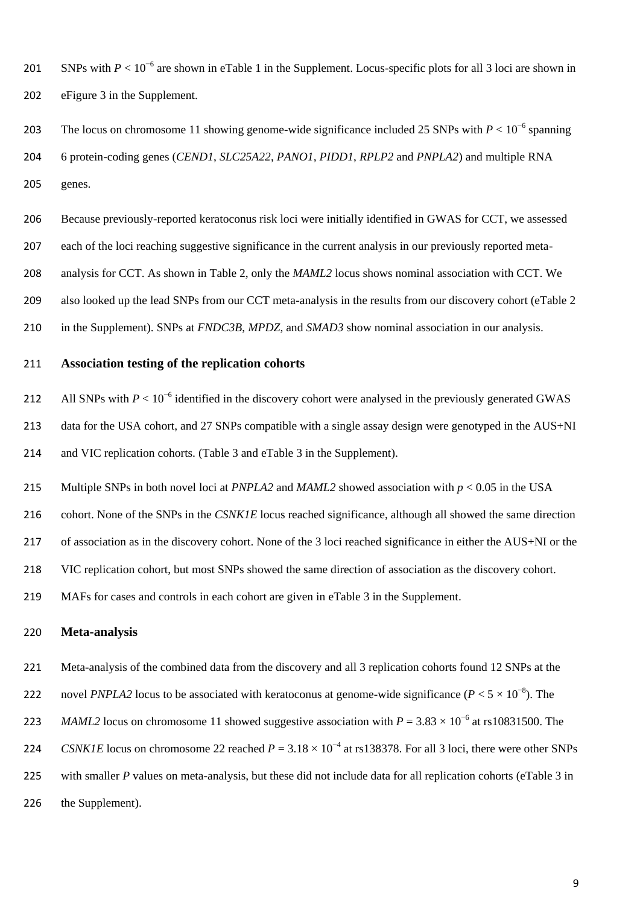SNPs with $P < 10^{-6}$ are shown in eTable 1 in the Supplement. Locus-specific plots for all 3 loci are shown in eFigure 3 in the Supplement.

The locus on chromosome 11 showing genome-wide significance included 25 SNPs with $P < 10^{-6}$ spanning 6 protein-coding genes (*CEND1*, *SLC25A22*, *PANO1*, *PIDD1*, *RPLP2* and *PNPLA2*) and multiple RNA genes.

Because previously-reported keratoconus risk loci were initially identified in GWAS for CCT, we assessed each of the loci reaching suggestive significance in the current analysis in our previously reported meta-analysis for CCT. As shown in Table 2, only the *MAML2* locus shows nominal association with CCT. We also looked up the lead SNPs from our CCT meta-analysis in the results from our discovery cohort (eTable 2 in the Supplement). SNPs at *FNDC3B*, *MPDZ*, and *SMAD3* show nominal association in our analysis.

## Association testing of the replication cohorts

All SNPs with $P < 10^{-6}$ identified in the discovery cohort were analysed in the previously generated GWAS data for the USA cohort, and 27 SNPs compatible with a single assay design were genotyped in the AUS+NI and VIC replication cohorts. (Table 3 and eTable 3 in the Supplement).

Multiple SNPs in both novel loci at *PNPLA2* and *MAML2* showed association with $p < 0.05$ in the USA cohort. None of the SNPs in the *CSNK1E* locus reached significance, although all showed the same direction of association as in the discovery cohort. None of the 3 loci reached significance in either the AUS+NI or the VIC replication cohort, but most SNPs showed the same direction of association as the discovery cohort. MAFs for cases and controls in each cohort are given in eTable 3 in the Supplement.

## Meta-analysis

Meta-analysis of the combined data from the discovery and all 3 replication cohorts found 12 SNPs at the novel *PNPLA2* locus to be associated with keratoconus at genome-wide significance ($P < 5 \times 10^{-8}$). The *MAML2* locus on chromosome 11 showed suggestive association with $P = 3.83 \times 10^{-6}$ at rs10831500. The *CSNK1E* locus on chromosome 22 reached $P = 3.18 \times 10^{-4}$ at rs138378. For all 3 loci, there were other SNPs with smaller *P* values on meta-analysis, but these did not include data for all replication cohorts (eTable 3 in the Supplement).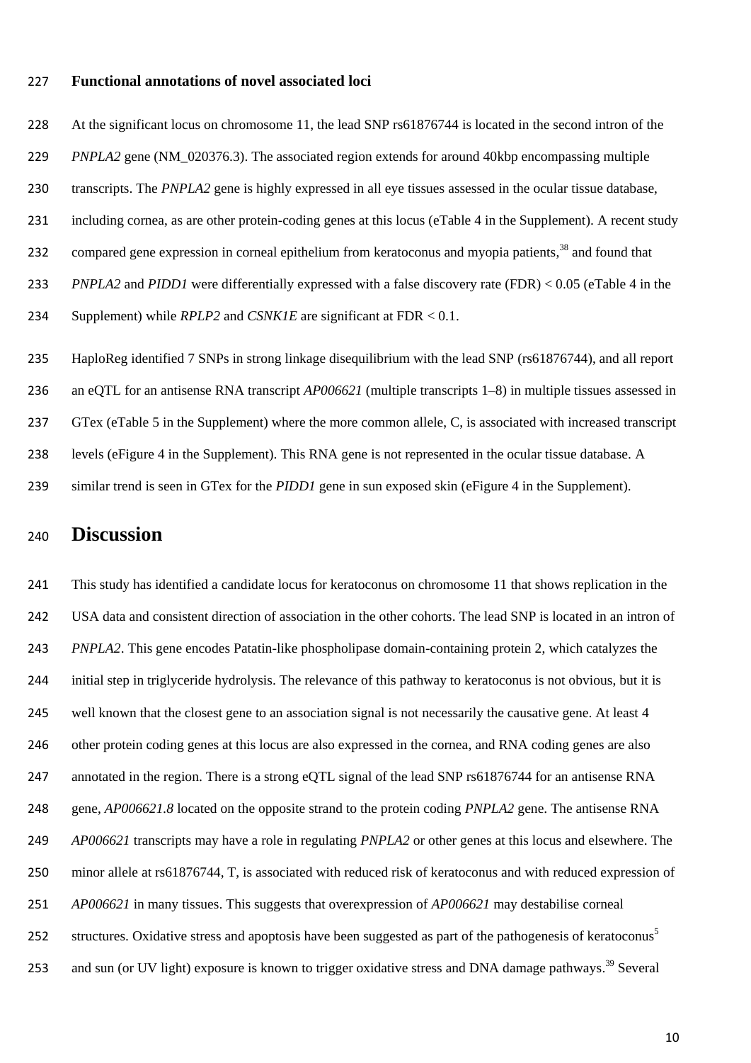### Functional annotations of novel associated loci

At the significant locus on chromosome 11, the lead SNP rs61876744 is located in the second intron of the *PNPLA2* gene (NM_020376.3). The associated region extends for around 40kbp encompassing multiple transcripts. The *PNPLA2* gene is highly expressed in all eye tissues assessed in the ocular tissue database, including cornea, as are other protein-coding genes at this locus (eTable 4 in the Supplement). A recent study compared gene expression in corneal epithelium from keratoconus and myopia patients,[38] and found that *PNPLA2* and *PIDD1* were differentially expressed with a false discovery rate (FDR) < 0.05 (eTable 4 in the Supplement) while *RPLP2* and *CSNK1E* are significant at FDR < 0.1.

HaploReg identified 7 SNPs in strong linkage disequilibrium with the lead SNP (rs61876744), and all report an eQTL for an antisense RNA transcript *AP006621* (multiple transcripts 1–8) in multiple tissues assessed in GTex (eTable 5 in the Supplement) where the more common allele, C, is associated with increased transcript levels (eFigure 4 in the Supplement). This RNA gene is not represented in the ocular tissue database. A similar trend is seen in GTex for the *PIDD1* gene in sun exposed skin (eFigure 4 in the Supplement).

## Discussion

This study has identified a candidate locus for keratoconus on chromosome 11 that shows replication in the USA data and consistent direction of association in the other cohorts. The lead SNP is located in an intron of *PNPLA2*. This gene encodes Patatin-like phospholipase domain-containing protein 2, which catalyzes the initial step in triglyceride hydrolysis. The relevance of this pathway to keratoconus is not obvious, but it is well known that the closest gene to an association signal is not necessarily the causative gene. At least 4 other protein coding genes at this locus are also expressed in the cornea, and RNA coding genes are also annotated in the region. There is a strong eQTL signal of the lead SNP rs61876744 for an antisense RNA gene, *AP006621.8* located on the opposite strand to the protein coding *PNPLA2* gene. The antisense RNA *AP006621* transcripts may have a role in regulating *PNPLA2* or other genes at this locus and elsewhere. The minor allele at rs61876744, T, is associated with reduced risk of keratoconus and with reduced expression of *AP006621* in many tissues. This suggests that overexpression of *AP006621* may destabilise corneal structures. Oxidative stress and apoptosis have been suggested as part of the pathogenesis of keratoconus[5] and sun (or UV light) exposure is known to trigger oxidative stress and DNA damage pathways.[39] Several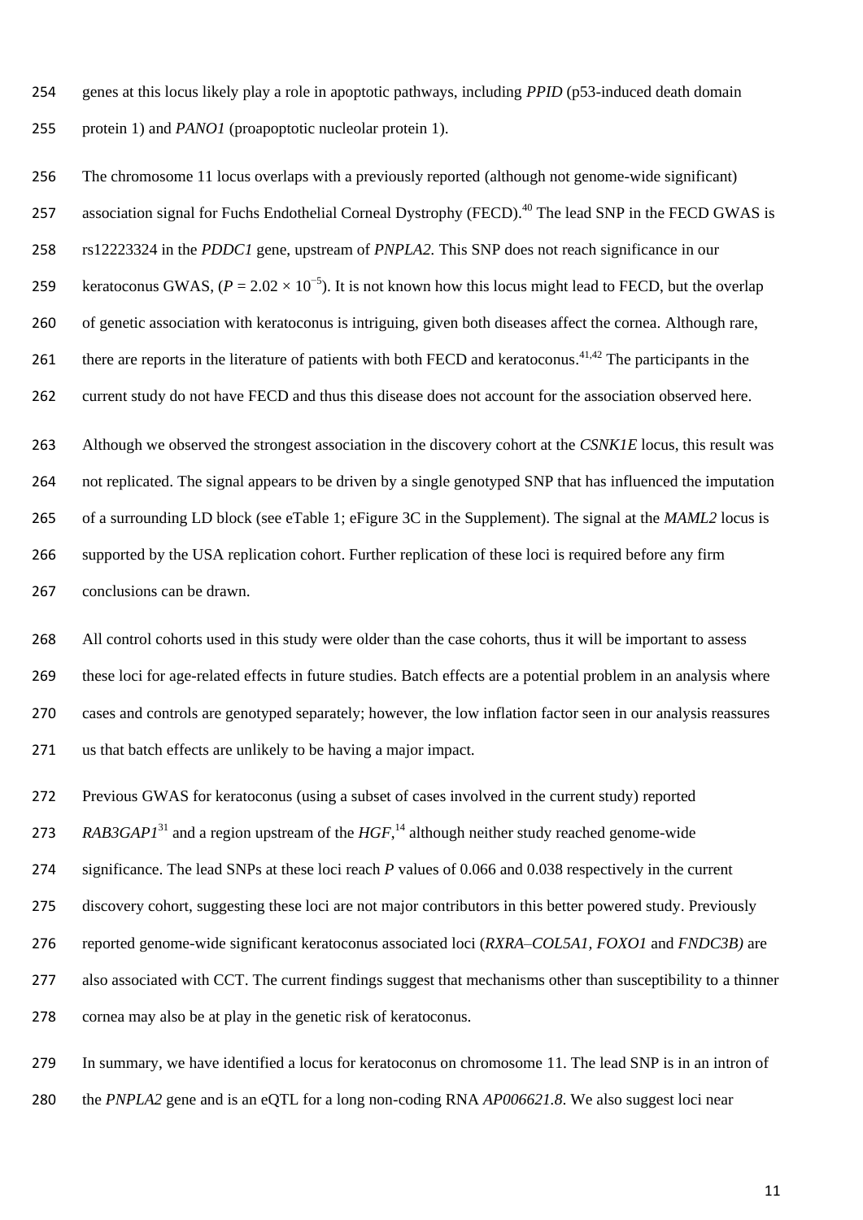genes at this locus likely play a role in apoptotic pathways, including *PPID* (p53-induced death domain protein 1) and *PANO1* (proapoptotic nucleolar protein 1).

The chromosome 11 locus overlaps with a previously reported (although not genome-wide significant) association signal for Fuchs Endothelial Corneal Dystrophy (FECD).[40] The lead SNP in the FECD GWAS is rs12223324 in the *PDDC1* gene, upstream of *PNPLA2.* This SNP does not reach significance in our keratoconus GWAS, ($P = 2.02 \times 10^{-5}$). It is not known how this locus might lead to FECD, but the overlap of genetic association with keratoconus is intriguing, given both diseases affect the cornea. Although rare, there are reports in the literature of patients with both FECD and keratoconus.[41,42] The participants in the current study do not have FECD and thus this disease does not account for the association observed here.

Although we observed the strongest association in the discovery cohort at the *CSNK1E* locus, this result was not replicated. The signal appears to be driven by a single genotyped SNP that has influenced the imputation of a surrounding LD block (see eTable 1; eFigure 3C in the Supplement). The signal at the *MAML2* locus is supported by the USA replication cohort. Further replication of these loci is required before any firm conclusions can be drawn.

All control cohorts used in this study were older than the case cohorts, thus it will be important to assess these loci for age-related effects in future studies. Batch effects are a potential problem in an analysis where cases and controls are genotyped separately; however, the low inflation factor seen in our analysis reassures us that batch effects are unlikely to be having a major impact.

Previous GWAS for keratoconus (using a subset of cases involved in the current study) reported *RAB3GAP1*[31] and a region upstream of the *HGF*,[14] although neither study reached genome-wide significance. The lead SNPs at these loci reach *P* values of 0.066 and 0.038 respectively in the current discovery cohort, suggesting these loci are not major contributors in this better powered study. Previously reported genome-wide significant keratoconus associated loci (*RXRA–COL5A1, FOXO1* and *FNDC3B)* are also associated with CCT. The current findings suggest that mechanisms other than susceptibility to a thinner cornea may also be at play in the genetic risk of keratoconus.

In summary, we have identified a locus for keratoconus on chromosome 11. The lead SNP is in an intron of the *PNPLA2* gene and is an eQTL for a long non-coding RNA *AP006621.8*. We also suggest loci near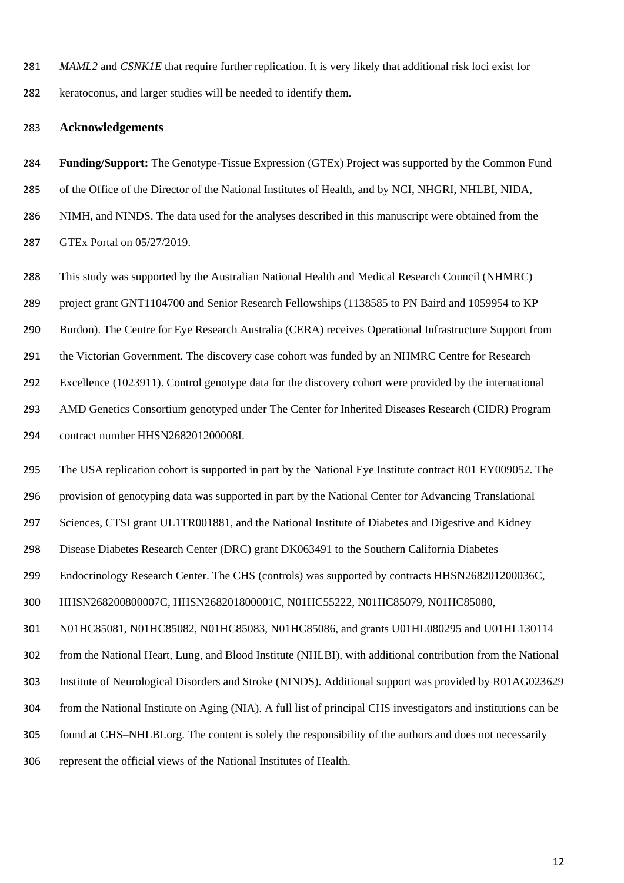*MAML2* and *CSNK1E* that require further replication. It is very likely that additional risk loci exist for keratoconus, and larger studies will be needed to identify them.

## Acknowledgements

**Funding/Support:** The Genotype-Tissue Expression (GTEx) Project was supported by the Common Fund of the Office of the Director of the National Institutes of Health, and by NCI, NHGRI, NHLBI, NIDA, NIMH, and NINDS. The data used for the analyses described in this manuscript were obtained from the GTEx Portal on 05/27/2019.

This study was supported by the Australian National Health and Medical Research Council (NHMRC) project grant GNT1104700 and Senior Research Fellowships (1138585 to PN Baird and 1059954 to KP Burdon). The Centre for Eye Research Australia (CERA) receives Operational Infrastructure Support from the Victorian Government. The discovery case cohort was funded by an NHMRC Centre for Research Excellence (1023911). Control genotype data for the discovery cohort were provided by the international AMD Genetics Consortium genotyped under The Center for Inherited Diseases Research (CIDR) Program contract number HHSN268201200008I.

The USA replication cohort is supported in part by the National Eye Institute contract R01 EY009052. The provision of genotyping data was supported in part by the National Center for Advancing Translational Sciences, CTSI grant UL1TR001881, and the National Institute of Diabetes and Digestive and Kidney Disease Diabetes Research Center (DRC) grant DK063491 to the Southern California Diabetes Endocrinology Research Center. The CHS (controls) was supported by contracts HHSN268201200036C, HHSN268200800007C, HHSN268201800001C, N01HC55222, N01HC85079, N01HC85080, N01HC85081, N01HC85082, N01HC85083, N01HC85086, and grants U01HL080295 and U01HL130114 from the National Heart, Lung, and Blood Institute (NHLBI), with additional contribution from the National Institute of Neurological Disorders and Stroke (NINDS). Additional support was provided by R01AG023629 from the National Institute on Aging (NIA). A full list of principal CHS investigators and institutions can be found at CHS–NHLBI.org. The content is solely the responsibility of the authors and does not necessarily represent the official views of the National Institutes of Health.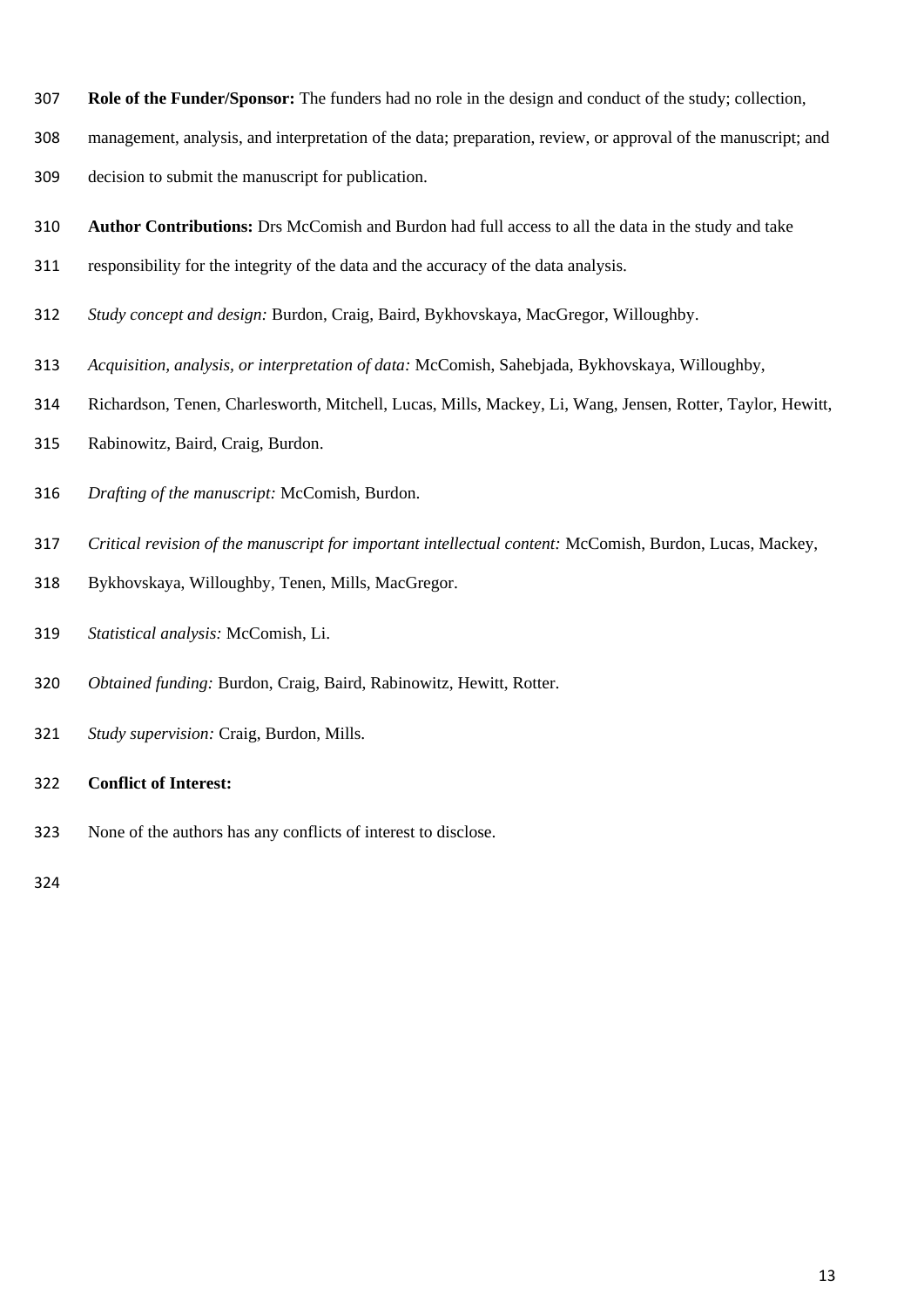**Role of the Funder/Sponsor:** The funders had no role in the design and conduct of the study; collection, management, analysis, and interpretation of the data; preparation, review, or approval of the manuscript; and decision to submit the manuscript for publication.

**Author Contributions:** Drs McComish and Burdon had full access to all the data in the study and take responsibility for the integrity of the data and the accuracy of the data analysis.

*Study concept and design:* Burdon, Craig, Baird, Bykhovskaya, MacGregor, Willoughby.

*Acquisition, analysis, or interpretation of data:* McComish, Sahebjada, Bykhovskaya, Willoughby, Richardson, Tenen, Charlesworth, Mitchell, Lucas, Mills, Mackey, Li, Wang, Jensen, Rotter, Taylor, Hewitt, Rabinowitz, Baird, Craig, Burdon.

*Drafting of the manuscript:* McComish, Burdon.

*Critical revision of the manuscript for important intellectual content:* McComish, Burdon, Lucas, Mackey, Bykhovskaya, Willoughby, Tenen, Mills, MacGregor.

*Statistical analysis:* McComish, Li.

*Obtained funding:* Burdon, Craig, Baird, Rabinowitz, Hewitt, Rotter.

*Study supervision:* Craig, Burdon, Mills.

**Conflict of Interest:**

None of the authors has any conflicts of interest to disclose.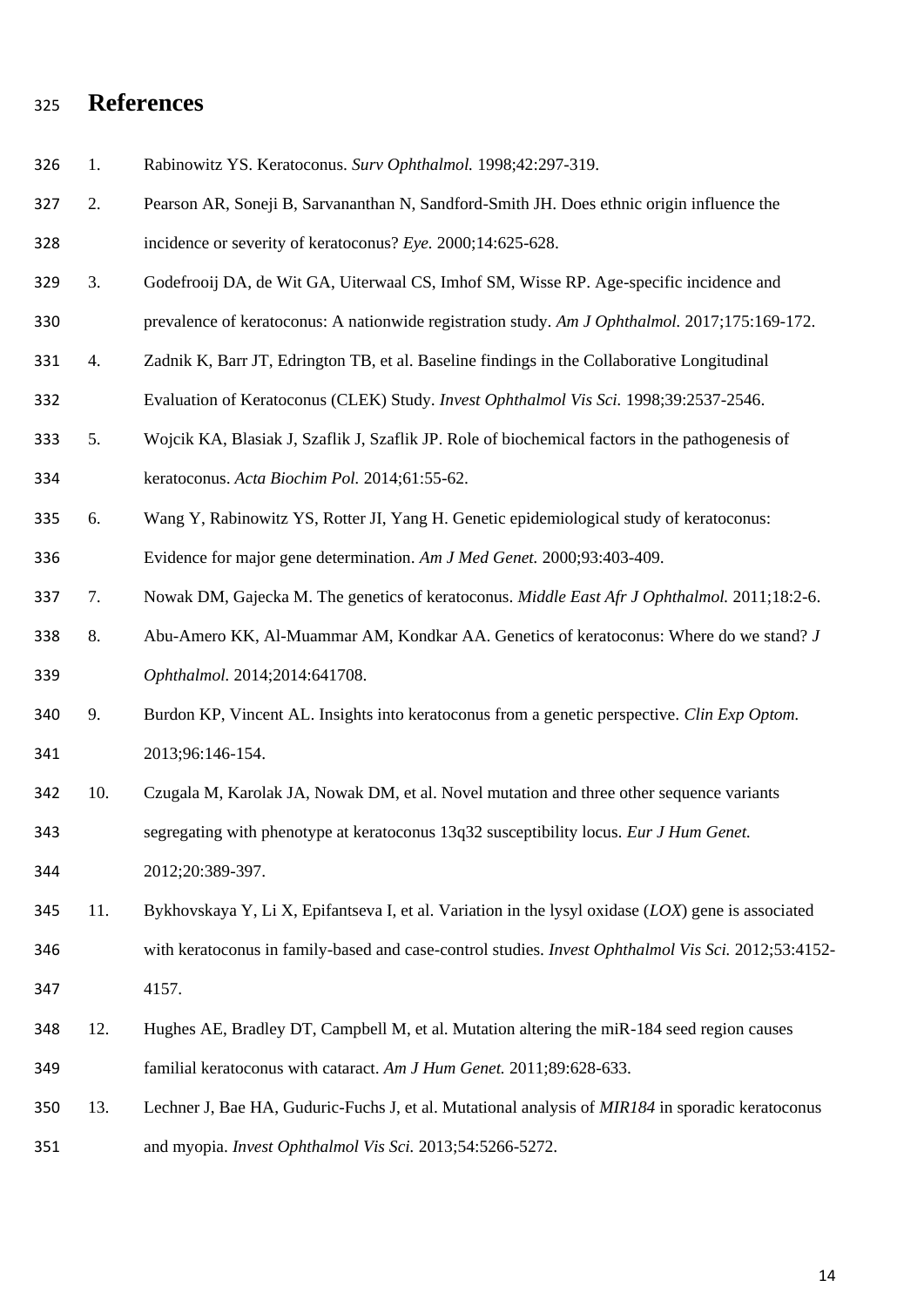# References

1. Rabinowitz YS. Keratoconus. *Surv Ophthalmol.* 1998;42:297-319.
2. Pearson AR, Soneji B, Sarvananthan N, Sandford-Smith JH. Does ethnic origin influence the incidence or severity of keratoconus? *Eye.* 2000;14:625-628.
3. Godefrooij DA, de Wit GA, Uiterwaal CS, Imhof SM, Wisse RP. Age-specific incidence and prevalence of keratoconus: A nationwide registration study. *Am J Ophthalmol.* 2017;175:169-172.
4. Zadnik K, Barr JT, Edrington TB, et al. Baseline findings in the Collaborative Longitudinal Evaluation of Keratoconus (CLEK) Study. *Invest Ophthalmol Vis Sci.* 1998;39:2537-2546.
5. Wojcik KA, Blasiak J, Szaflik J, Szaflik JP. Role of biochemical factors in the pathogenesis of keratoconus. *Acta Biochim Pol.* 2014;61:55-62.
6. Wang Y, Rabinowitz YS, Rotter JI, Yang H. Genetic epidemiological study of keratoconus: Evidence for major gene determination. *Am J Med Genet.* 2000;93:403-409.
7. Nowak DM, Gajecka M. The genetics of keratoconus. *Middle East Afr J Ophthalmol.* 2011;18:2-6.
8. Abu-Amero KK, Al-Muammar AM, Kondkar AA. Genetics of keratoconus: Where do we stand? *J Ophthalmol.* 2014;2014:641708.
9. Burdon KP, Vincent AL. Insights into keratoconus from a genetic perspective. *Clin Exp Optom.* 2013;96:146-154.
10. Czugala M, Karolak JA, Nowak DM, et al. Novel mutation and three other sequence variants segregating with phenotype at keratoconus 13q32 susceptibility locus. *Eur J Hum Genet.* 2012;20:389-397.
11. Bykhovskaya Y, Li X, Epifantseva I, et al. Variation in the lysyl oxidase (*LOX*) gene is associated with keratoconus in family-based and case-control studies. *Invest Ophthalmol Vis Sci.* 2012;53:4152-4157.
12. Hughes AE, Bradley DT, Campbell M, et al. Mutation altering the miR-184 seed region causes familial keratoconus with cataract. *Am J Hum Genet.* 2011;89:628-633.
13. Lechner J, Bae HA, Guduric-Fuchs J, et al. Mutational analysis of *MIR184* in sporadic keratoconus and myopia. *Invest Ophthalmol Vis Sci.* 2013;54:5266-5272.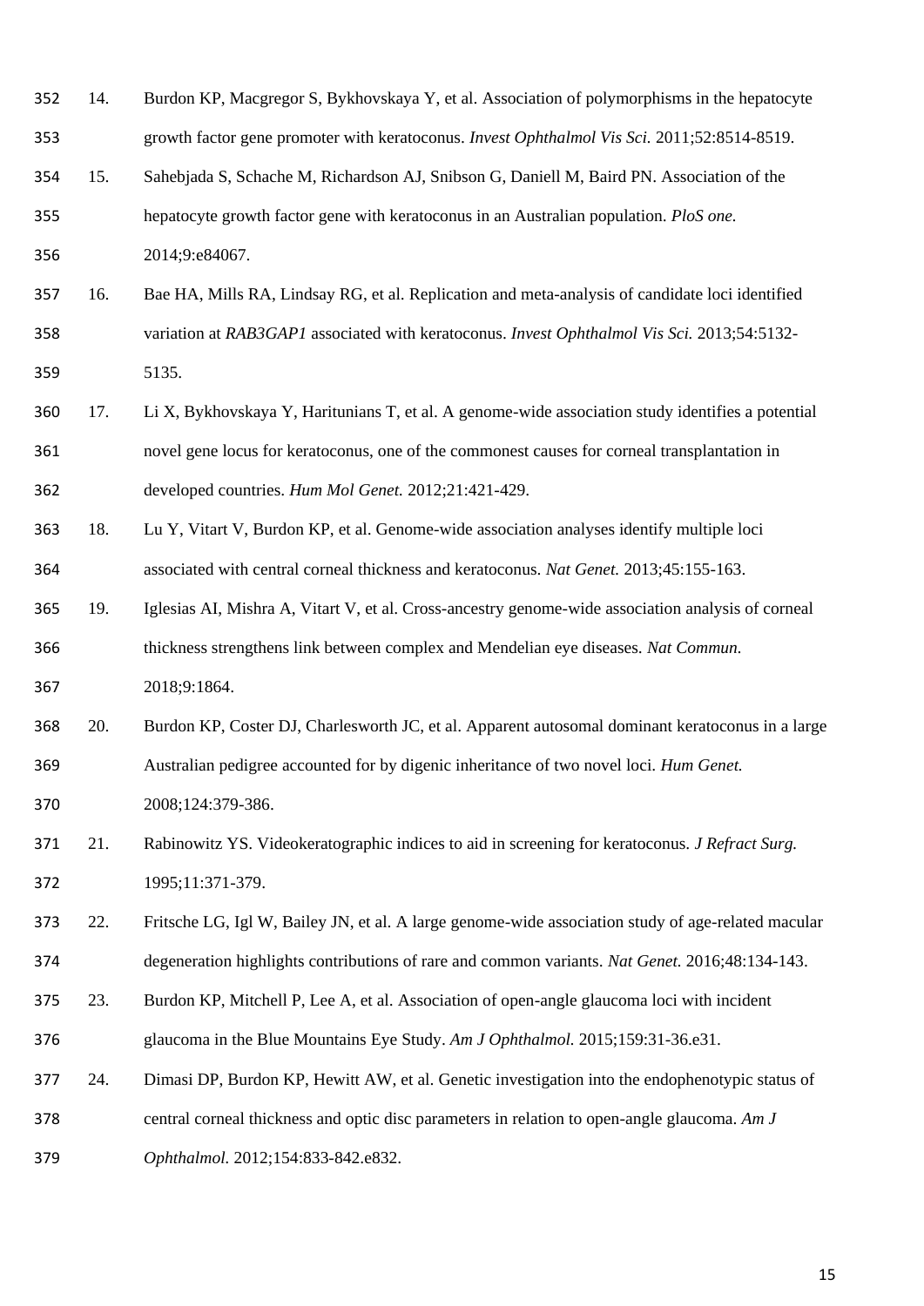14. Burdon KP, Macgregor S, Bykhovskaya Y, et al. Association of polymorphisms in the hepatocyte growth factor gene promoter with keratoconus. *Invest Ophthalmol Vis Sci.* 2011;52:8514-8519.
15. Sahebjada S, Schache M, Richardson AJ, Snibson G, Daniell M, Baird PN. Association of the hepatocyte growth factor gene with keratoconus in an Australian population. *PloS one.* 2014;9:e84067.
16. Bae HA, Mills RA, Lindsay RG, et al. Replication and meta-analysis of candidate loci identified variation at *RAB3GAP1* associated with keratoconus. *Invest Ophthalmol Vis Sci.* 2013;54:5132-5135.
17. Li X, Bykhovskaya Y, Haritunians T, et al. A genome-wide association study identifies a potential novel gene locus for keratoconus, one of the commonest causes for corneal transplantation in developed countries. *Hum Mol Genet.* 2012;21:421-429.
18. Lu Y, Vitart V, Burdon KP, et al. Genome-wide association analyses identify multiple loci associated with central corneal thickness and keratoconus. *Nat Genet.* 2013;45:155-163.
19. Iglesias AI, Mishra A, Vitart V, et al. Cross-ancestry genome-wide association analysis of corneal thickness strengthens link between complex and Mendelian eye diseases. *Nat Commun.* 2018;9:1864.
20. Burdon KP, Coster DJ, Charlesworth JC, et al. Apparent autosomal dominant keratoconus in a large Australian pedigree accounted for by digenic inheritance of two novel loci. *Hum Genet.* 2008;124:379-386.
21. Rabinowitz YS. Videokeratographic indices to aid in screening for keratoconus. *J Refract Surg.* 1995;11:371-379.
22. Fritsche LG, Igl W, Bailey JN, et al. A large genome-wide association study of age-related macular degeneration highlights contributions of rare and common variants. *Nat Genet.* 2016;48:134-143.
23. Burdon KP, Mitchell P, Lee A, et al. Association of open-angle glaucoma loci with incident glaucoma in the Blue Mountains Eye Study. *Am J Ophthalmol.* 2015;159:31-36.e31.
24. Dimasi DP, Burdon KP, Hewitt AW, et al. Genetic investigation into the endophenotypic status of central corneal thickness and optic disc parameters in relation to open-angle glaucoma. *Am J Ophthalmol.* 2012;154:833-842.e832.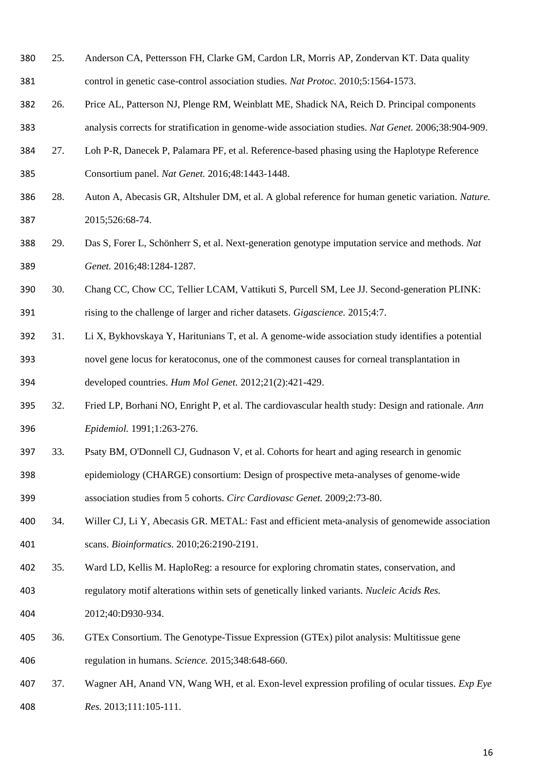25. Anderson CA, Pettersson FH, Clarke GM, Cardon LR, Morris AP, Zondervan KT. Data quality control in genetic case-control association studies. *Nat Protoc.* 2010;5:1564-1573.
26. Price AL, Patterson NJ, Plenge RM, Weinblatt ME, Shadick NA, Reich D. Principal components analysis corrects for stratification in genome-wide association studies. *Nat Genet.* 2006;38:904-909.
27. Loh P-R, Danecek P, Palamara PF, et al. Reference-based phasing using the Haplotype Reference Consortium panel. *Nat Genet.* 2016;48:1443-1448.
28. Auton A, Abecasis GR, Altshuler DM, et al. A global reference for human genetic variation. *Nature.* 2015;526:68-74.
29. Das S, Forer L, Schönherr S, et al. Next-generation genotype imputation service and methods. *Nat Genet.* 2016;48:1284-1287.
30. Chang CC, Chow CC, Tellier LCAM, Vattikuti S, Purcell SM, Lee JJ. Second-generation PLINK: rising to the challenge of larger and richer datasets. *Gigascience.* 2015;4:7.
31. Li X, Bykhovskaya Y, Haritunians T, et al. A genome-wide association study identifies a potential novel gene locus for keratoconus, one of the commonest causes for corneal transplantation in developed countries. *Hum Mol Genet.* 2012;21(2):421-429.
32. Fried LP, Borhani NO, Enright P, et al. The cardiovascular health study: Design and rationale. *Ann Epidemiol.* 1991;1:263-276.
33. Psaty BM, O'Donnell CJ, Gudnason V, et al. Cohorts for heart and aging research in genomic epidemiology (CHARGE) consortium: Design of prospective meta-analyses of genome-wide association studies from 5 cohorts. *Circ Cardiovasc Genet.* 2009;2:73-80.
34. Willer CJ, Li Y, Abecasis GR. METAL: Fast and efficient meta-analysis of genomewide association scans. *Bioinformatics.* 2010;26:2190-2191.
35. Ward LD, Kellis M. HaploReg: a resource for exploring chromatin states, conservation, and regulatory motif alterations within sets of genetically linked variants. *Nucleic Acids Res.* 2012;40:D930-934.
36. GTEx Consortium. The Genotype-Tissue Expression (GTEx) pilot analysis: Multitissue gene regulation in humans. *Science.* 2015;348:648-660.
37. Wagner AH, Anand VN, Wang WH, et al. Exon-level expression profiling of ocular tissues. *Exp Eye Res.* 2013;111:105-111.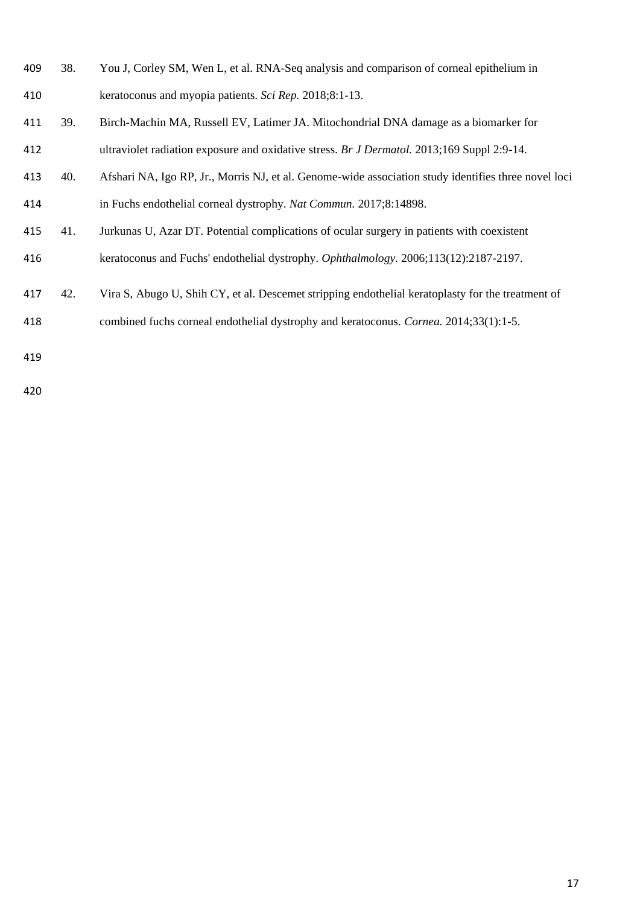38. You J, Corley SM, Wen L, et al. RNA-Seq analysis and comparison of corneal epithelium in keratoconus and myopia patients. *Sci Rep.* 2018;8:1-13.
39. Birch-Machin MA, Russell EV, Latimer JA. Mitochondrial DNA damage as a biomarker for ultraviolet radiation exposure and oxidative stress. *Br J Dermatol.* 2013;169 Suppl 2:9-14.
40. Afshari NA, Igo RP, Jr., Morris NJ, et al. Genome-wide association study identifies three novel loci in Fuchs endothelial corneal dystrophy. *Nat Commun.* 2017;8:14898.
41. Jurkunas U, Azar DT. Potential complications of ocular surgery in patients with coexistent keratoconus and Fuchs' endothelial dystrophy. *Ophthalmology.* 2006;113(12):2187-2197.
42. Vira S, Abugo U, Shih CY, et al. Descemet stripping endothelial keratoplasty for the treatment of combined fuchs corneal endothelial dystrophy and keratoconus. *Cornea.* 2014;33(1):1-5.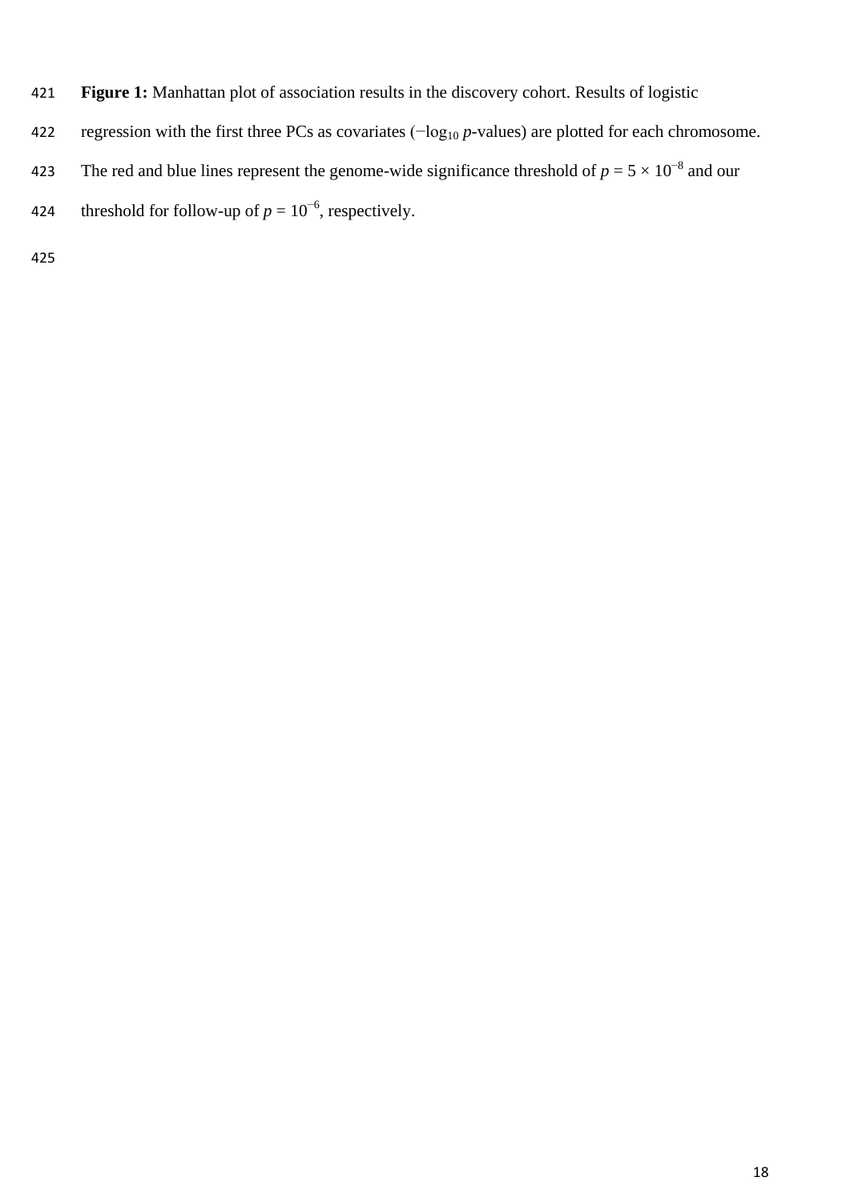**Figure 1:** Manhattan plot of association results in the discovery cohort. Results of logistic regression with the first three PCs as covariates ($-\log_{10}$ *p*-values) are plotted for each chromosome. The red and blue lines represent the genome-wide significance threshold of $p = 5 \times 10^{-8}$ and our threshold for follow-up of $p = 10^{-6}$, respectively.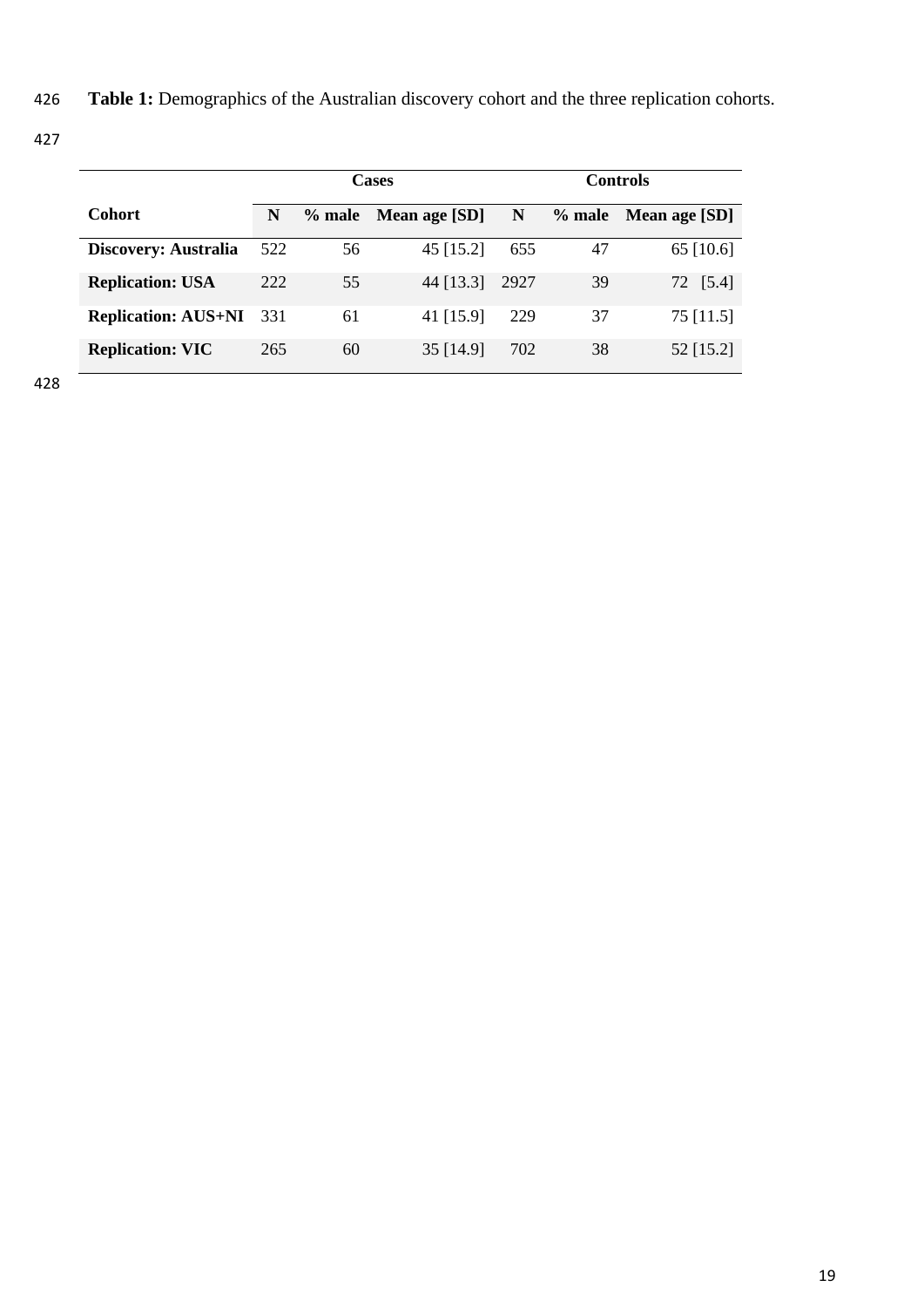**Table 1:** Demographics of the Australian discovery cohort and the three replication cohorts.

| | Cases | | | Controls | | |
|---|---|---|---|---|---|---|
| **Cohort** | **N** | **% male** | **Mean age [SD]** | **N** | **% male** | **Mean age [SD]** |
| **Discovery: Australia** | 522 | 56 | 45 [15.2] | 655 | 47 | 65 [10.6] |
| **Replication: USA** | 222 | 55 | 44 [13.3] | 2927 | 39 | 72 [5.4] |
| **Replication: AUS+NI** | 331 | 61 | 41 [15.9] | 229 | 37 | 75 [11.5] |
| **Replication: VIC** | 265 | 60 | 35 [14.9] | 702 | 38 | 52 [15.2] |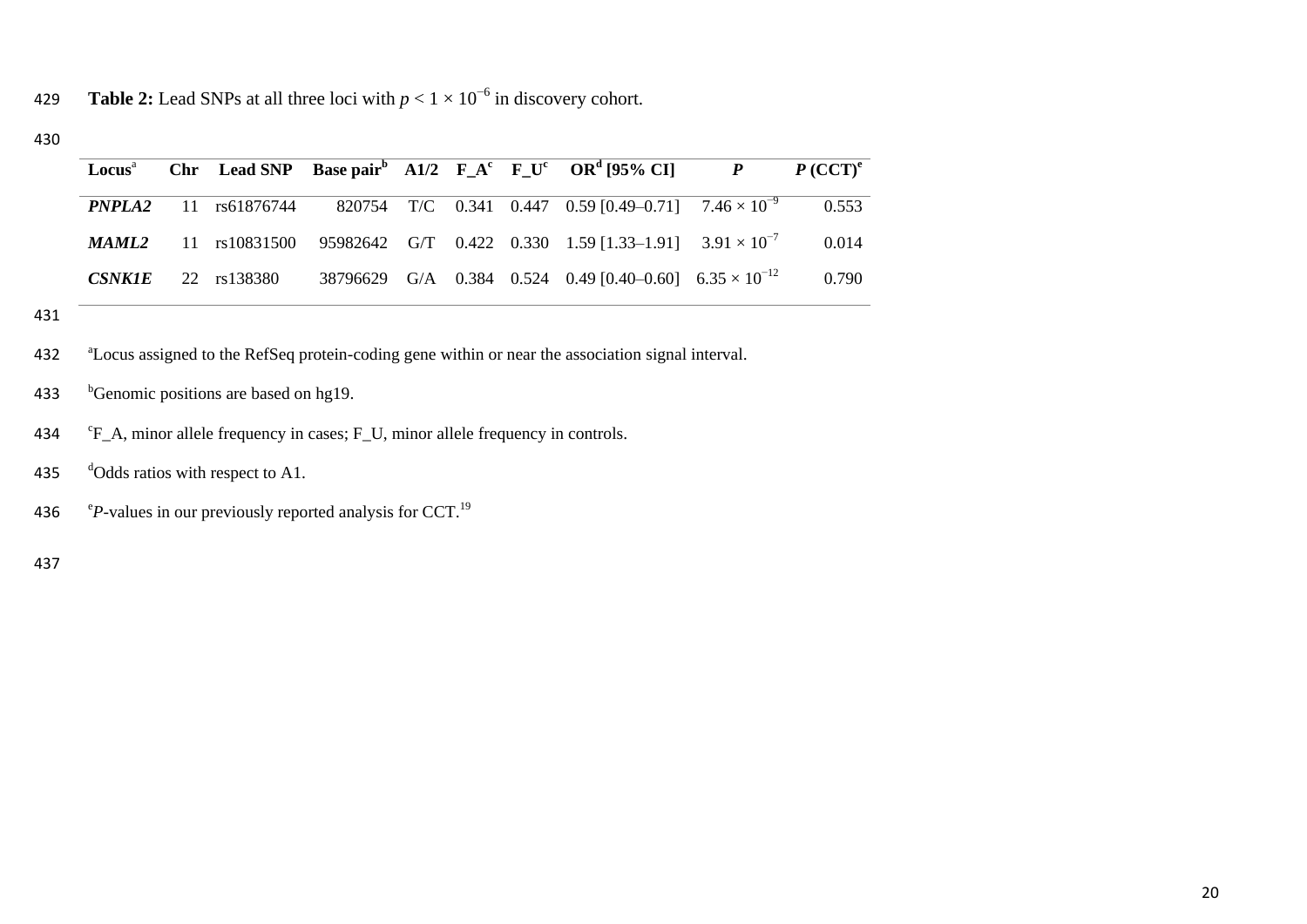**Table 2:** Lead SNPs at all three loci with $p < 1 \times 10^{-6}$ in discovery cohort.

| Locus[a] | Chr | Lead SNP | Base pair[b] | A1/2 | F_A[c] | F_U[c] | OR[d] [95% CI] | *P* | *P* (CCT)[e] |
|---|---|---|---|---|---|---|---|---|---|
| ***PNPLA2*** | 11 | rs61876744 | 820754 | T/C | 0.341 | 0.447 | 0.59 [0.49–0.71] | $7.46 \times 10^{-9}$ | 0.553 |
| ***MAML2*** | 11 | rs10831500 | 95982642 | G/T | 0.422 | 0.330 | 1.59 [1.33–1.91] | $3.91 \times 10^{-7}$ | 0.014 |
| ***CSNK1E*** | 22 | rs138380 | 38796629 | G/A | 0.384 | 0.524 | 0.49 [0.40–0.60] | $6.35 \times 10^{-12}$ | 0.790 |

[a]Locus assigned to the RefSeq protein-coding gene within or near the association signal interval.

[b]Genomic positions are based on hg19.

[c]F_A, minor allele frequency in cases; F_U, minor allele frequency in controls.

[d]Odds ratios with respect to A1.

[e]*P*-values in our previously reported analysis for CCT.[19]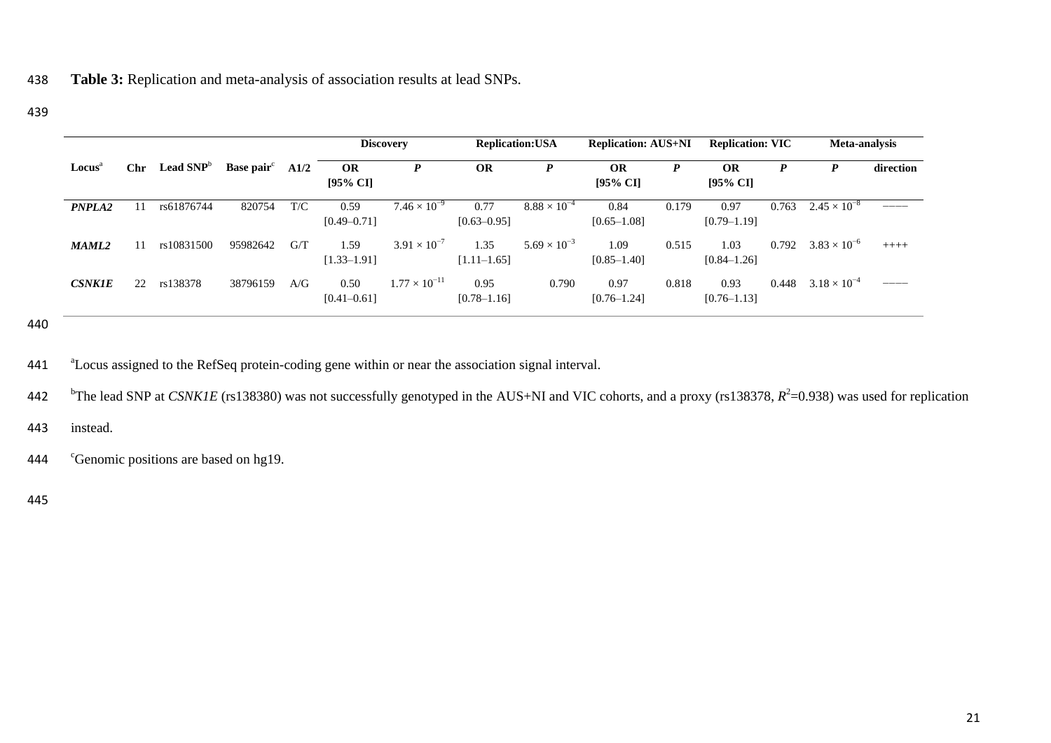**Table 3:** Replication and meta-analysis of association results at lead SNPs.

| Locus[a] | Chr | Lead SNP[b] | Base pair[c] | A1/2 | Discovery | | Replication:USA | | Replication: AUS+NI | | Replication: VIC | | Meta-analysis | |
|---|---|---|---|---|---|---|---|---|---|---|---|---|---|---|
| | | | | | **OR [95% CI]** | ***P*** | **OR** | ***P*** | **OR [95% CI]** | ***P*** | **OR [95% CI]** | ***P*** | ***P*** | **direction** |
| ***PNPLA2*** | 11 | rs61876744 | 820754 | T/C | 0.59 [0.49–0.71] | $7.46 \times 10^{-9}$ | 0.77 [0.63–0.95] | $8.88 \times 10^{-4}$ | 0.84 [0.65–1.08] | 0.179 | 0.97 [0.79–1.19] | 0.763 | $2.45 \times 10^{-8}$ | −−−− |
| ***MAML2*** | 11 | rs10831500 | 95982642 | G/T | 1.59 [1.33–1.91] | $3.91 \times 10^{-7}$ | 1.35 [1.11–1.65] | $5.69 \times 10^{-3}$ | 1.09 [0.85–1.40] | 0.515 | 1.03 [0.84–1.26] | 0.792 | $3.83 \times 10^{-6}$ | ++++ |
| ***CSNK1E*** | 22 | rs138378 | 38796159 | A/G | 0.50 [0.41–0.61] | $1.77 \times 10^{-11}$ | 0.95 [0.78–1.16] | 0.790 | 0.97 [0.76–1.24] | 0.818 | 0.93 [0.76–1.13] | 0.448 | $3.18 \times 10^{-4}$ | −−−− |

[a]Locus assigned to the RefSeq protein-coding gene within or near the association signal interval.

[b]The lead SNP at *CSNK1E* (rs138380) was not successfully genotyped in the AUS+NI and VIC cohorts, and a proxy (rs138378, $R^2$=0.938) was used for replication instead.

[c]Genomic positions are based on hg19.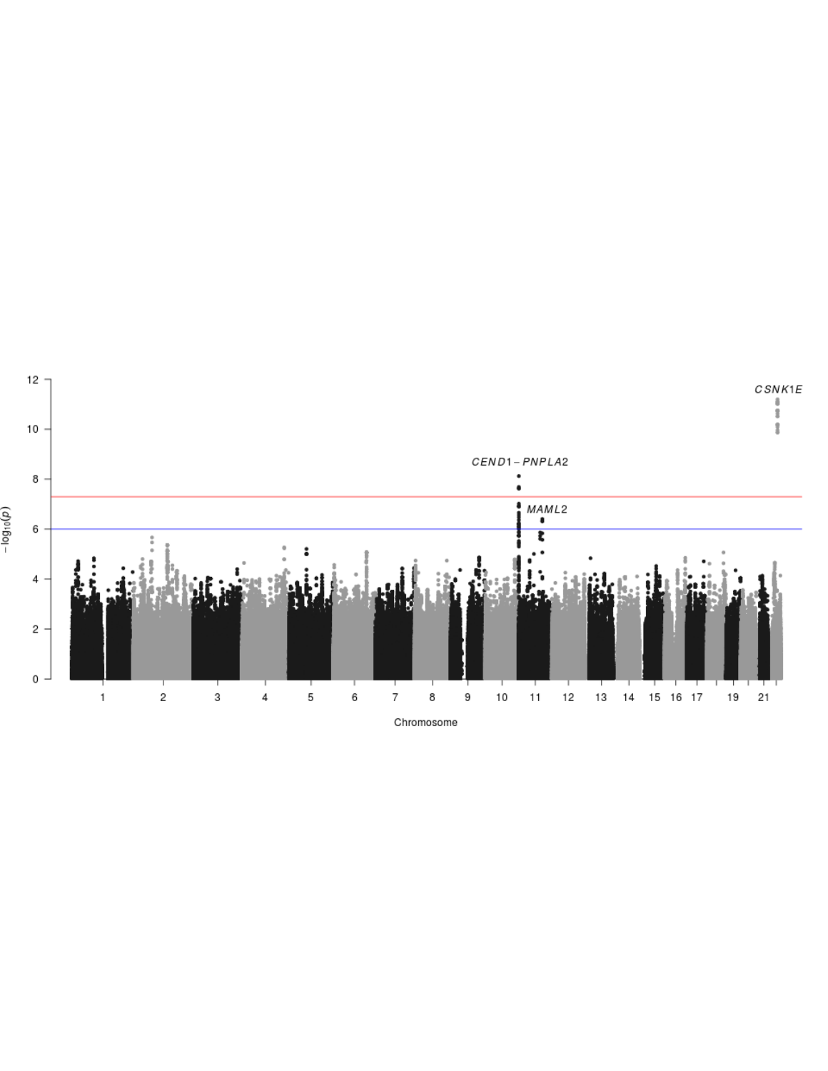12
10
8
6
4
2
0

$-\log_{10}(p)$

*CSNK1E*

*CEND1 – PNPLA2*

*MAML2*

1
2
3
4
5
6
7
8
9
10
11
12
13
14
15
16
17
19
21

Chromosome